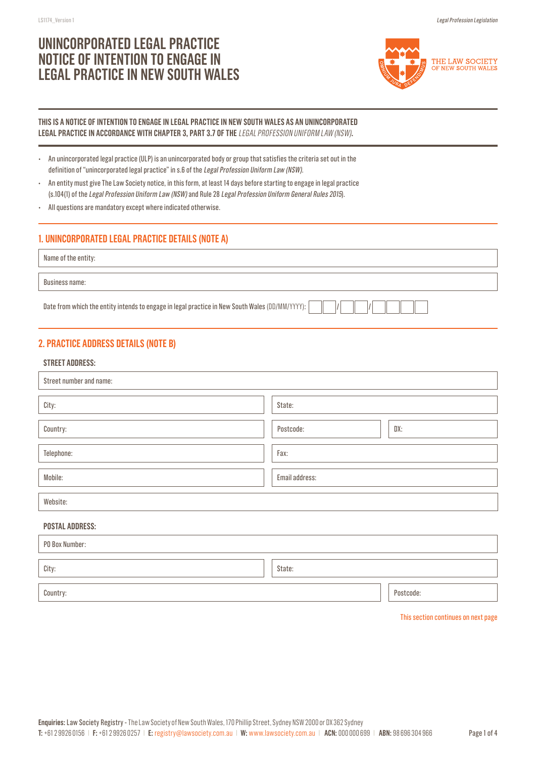# UNINCORPORATED LEGAL PRACTICE NOTICE OF INTENTION TO ENGAGE IN LEGAL PRACTICE IN NEW SOUTH WALES

THE LAW SOCIETY OF NEW SOUTH WALES

**THIS IS A NOTICE OF INTENTION TO ENGAGE IN LEGAL PRACTICE IN NEW SOUTH WALES AS AN UNINCORPORATED LEGAL PRACTICE IN ACCORDANCE WITH CHAPTER 3, PART 3.7 OF THE** *LEGAL PROFESSION UNIFORM LAW (NSW)*.

- An unincorporated legal practice (ULP) is an unincorporated body or group that satisfies the criteria set out in the definition of "unincorporated legal practice" in s.6 of the *Legal Profession Uniform Law (NSW)*.
- An entity must give The Law Society notice, in this form, at least 14 days before starting to engage in legal practice (s.104(1) of the *Legal Profession Uniform Law (NSW)* and Rule 28 *Legal Profession Uniform General Rules 2015*).
- All questions are mandatory except where indicated otherwise.

## 1. UNINCORPORATED LEGAL PRACTICE DETAILS (NOTE A)

Name of the entity:

Business name:

Date from which the entity intends to engage in legal practice in New South Wales (DD/MM/YYYY): __ __ / __ __ / __ __ __ __

## 2. PRACTICE ADDRESS DETAILS (NOTE B)

**STREET ADDRESS:**

| Street number and name: | | |
|---|---|---|
| City: | State: | |
| Country: | Postcode: | DX: |
| Telephone: | Fax: | |
| Mobile: | Email address: | |
| Website: | | |

**POSTAL ADDRESS:**

| PO Box Number: | |
|---|---|
| City: | State: |
| Country: | Postcode: |

This section continues on next page

**Enquiries:** Law Society Registry - The Law Society of New South Wales, 170 Phillip Street, Sydney NSW 2000 or DX 362 Sydney
**T:** +61 2 9926 0156 | **F:** +61 2 9926 0257 | **E:** registry@lawsociety.com.au | **W:** www.lawsociety.com.au | **ACN:** 000 000 699 | **ABN:** 98 696 304 966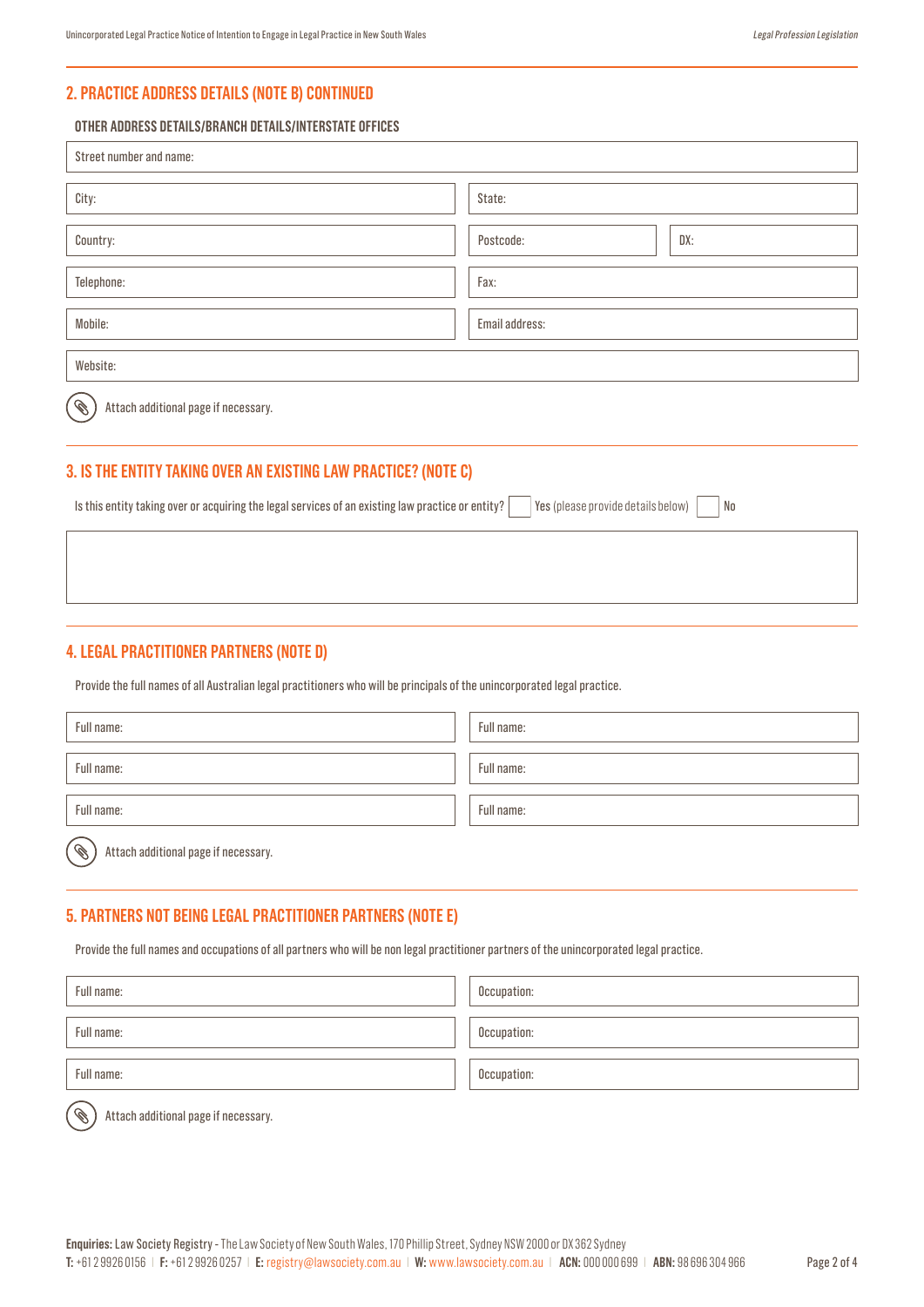## 2. PRACTICE ADDRESS DETAILS (NOTE B) CONTINUED

### OTHER ADDRESS DETAILS/BRANCH DETAILS/INTERSTATE OFFICES

Street number and name:

City:

State:

Country:

Postcode:

DX:

Telephone:

Fax:

Mobile:

Email address:

Website:

Attach additional page if necessary.

## 3. IS THE ENTITY TAKING OVER AN EXISTING LAW PRACTICE? (NOTE C)

Is this entity taking over or acquiring the legal services of an existing law practice or entity? ☐ Yes (please provide details below) ☐ No

## 4. LEGAL PRACTITIONER PARTNERS (NOTE D)

Provide the full names of all Australian legal practitioners who will be principals of the unincorporated legal practice.

| Full name: | Full name: |
|---|---|
| Full name: | Full name: |
| Full name: | Full name: |

Attach additional page if necessary.

## 5. PARTNERS NOT BEING LEGAL PRACTITIONER PARTNERS (NOTE E)

Provide the full names and occupations of all partners who will be non legal practitioner partners of the unincorporated legal practice.

| Full name: | Occupation: |
|---|---|
| Full name: | Occupation: |
| Full name: | Occupation: |

Attach additional page if necessary.

**Enquiries:** Law Society Registry - The Law Society of New South Wales, 170 Phillip Street, Sydney NSW 2000 or DX 362 Sydney
**T:** +61 2 9926 0156 | **F:** +61 2 9926 0257 | **E:** registry@lawsociety.com.au | **W:** www.lawsociety.com.au | **ACN:** 000 000 699 | **ABN:** 98 696 304 966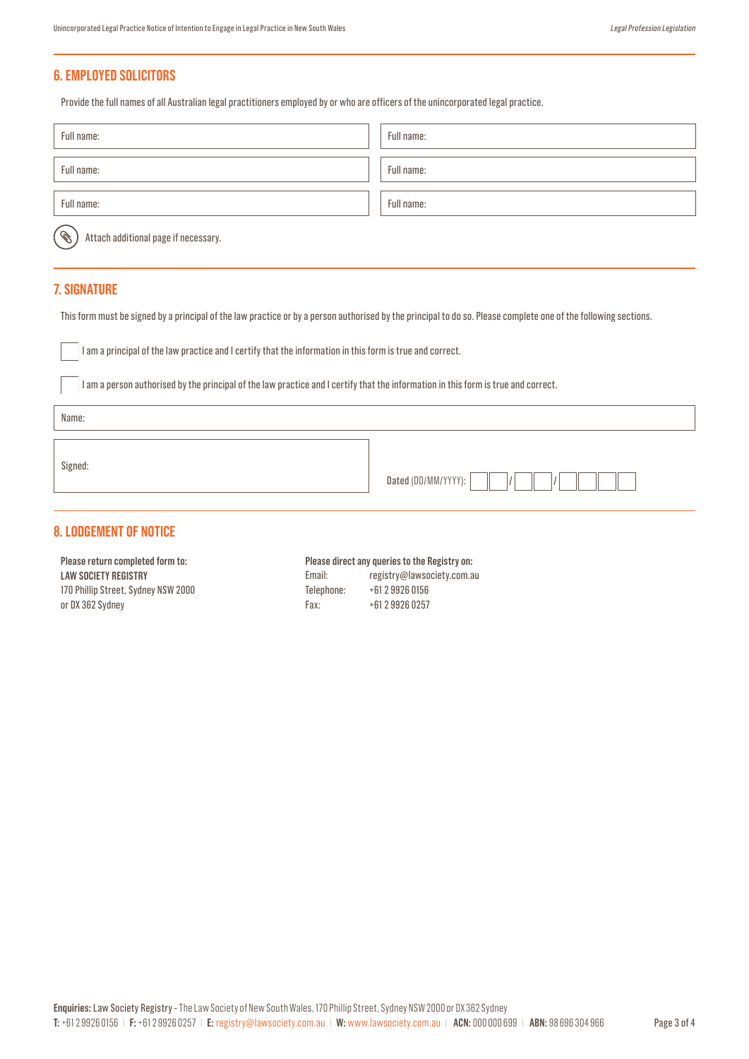## 6. EMPLOYED SOLICITORS

Provide the full names of all Australian legal practitioners employed by or who are officers of the unincorporated legal practice.

| Full name: | Full name: |
|---|---|
| Full name: | Full name: |
| Full name: | Full name: |

Attach additional page if necessary.

## 7. SIGNATURE

This form must be signed by a principal of the law practice or by a person authorised by the principal to do so. Please complete one of the following sections.

☐ I am a principal of the law practice and I certify that the information in this form is true and correct.

☐ I am a person authorised by the principal of the law practice and I certify that the information in this form is true and correct.

Name:

| Signed: | Dated (DD/MM/YYYY): __ __ / __ __ / __ __ __ __ |
|---|---|

## 8. LODGEMENT OF NOTICE

**Please return completed form to:**
**LAW SOCIETY REGISTRY**
170 Phillip Street, Sydney NSW 2000
or DX 362 Sydney

**Please direct any queries to the Registry on:**

| | |
|---|---|
| Email: | registry@lawsociety.com.au |
| Telephone: | +61 2 9926 0156 |
| Fax: | +61 2 9926 0257 |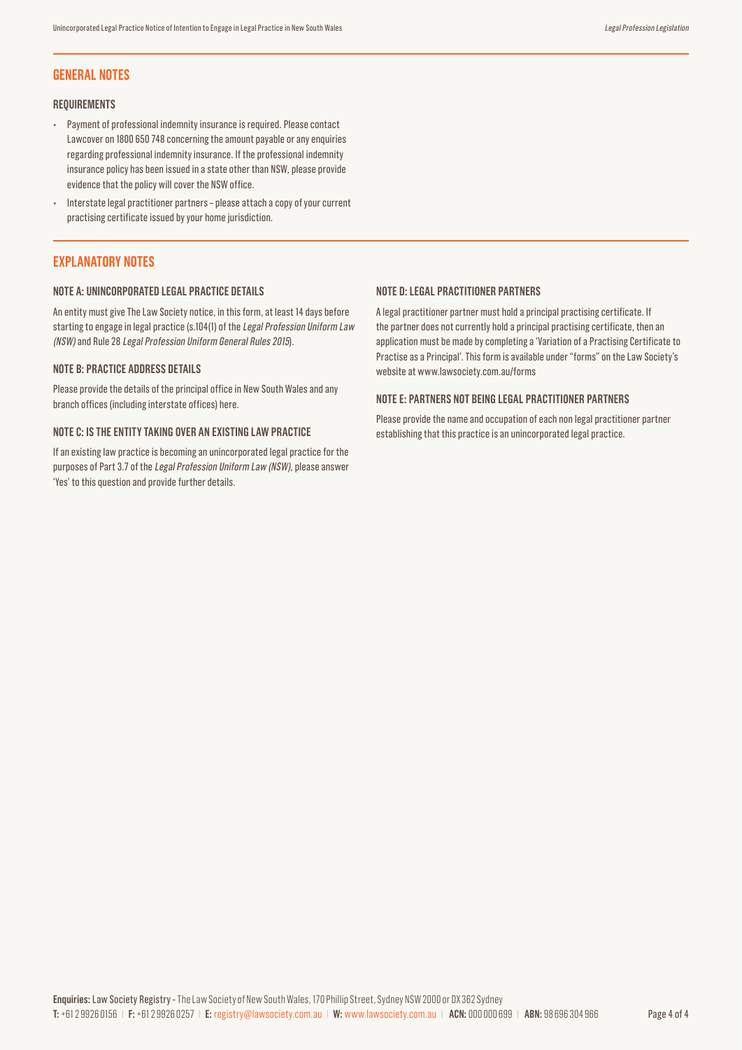## GENERAL NOTES

### REQUIREMENTS

- Payment of professional indemnity insurance is required. Please contact Lawcover on 1800 650 748 concerning the amount payable or any enquiries regarding professional indemnity insurance. If the professional indemnity insurance policy has been issued in a state other than NSW, please provide evidence that the policy will cover the NSW office.
- Interstate legal practitioner partners – please attach a copy of your current practising certificate issued by your home jurisdiction.

## EXPLANATORY NOTES

### NOTE A: UNINCORPORATED LEGAL PRACTICE DETAILS

An entity must give The Law Society notice, in this form, at least 14 days before starting to engage in legal practice (s.104(1) of the *Legal Profession Uniform Law (NSW)* and Rule 28 *Legal Profession Uniform General Rules 2015*).

### NOTE B: PRACTICE ADDRESS DETAILS

Please provide the details of the principal office in New South Wales and any branch offices (including interstate offices) here.

### NOTE C: IS THE ENTITY TAKING OVER AN EXISTING LAW PRACTICE

If an existing law practice is becoming an unincorporated legal practice for the purposes of Part 3.7 of the *Legal Profession Uniform Law (NSW)*, please answer 'Yes' to this question and provide further details.

### NOTE D: LEGAL PRACTITIONER PARTNERS

A legal practitioner partner must hold a principal practising certificate. If the partner does not currently hold a principal practising certificate, then an application must be made by completing a 'Variation of a Practising Certificate to Practise as a Principal'. This form is available under "forms" on the Law Society's website at www.lawsociety.com.au/forms

### NOTE E: PARTNERS NOT BEING LEGAL PRACTITIONER PARTNERS

Please provide the name and occupation of each non legal practitioner partner establishing that this practice is an unincorporated legal practice.

**Enquiries:** Law Society Registry - The Law Society of New South Wales, 170 Phillip Street, Sydney NSW 2000 or DX 362 Sydney
**T:** +61 2 9926 0156 | **F:** +61 2 9926 0257 | **E:** registry@lawsociety.com.au | **W:** www.lawsociety.com.au | **ACN:** 000 000 699 | **ABN:** 98 696 304 966